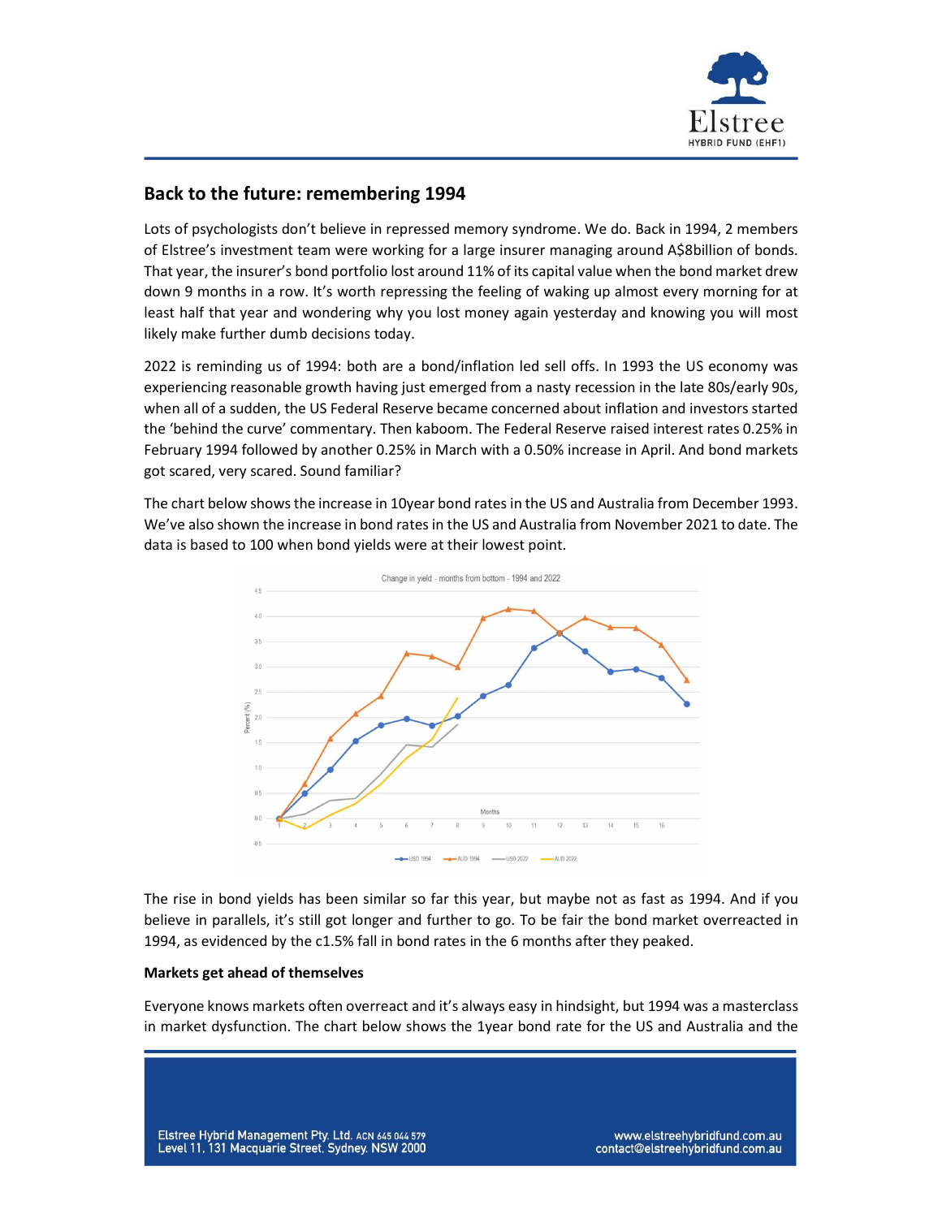## Back to the future: remembering 1994

Lots of psychologists don't believe in repressed memory syndrome. We do. Back in 1994, 2 members of Elstree's investment team were working for a large insurer managing around A$8billion of bonds. That year, the insurer's bond portfolio lost around 11% of its capital value when the bond market drew down 9 months in a row. It's worth repressing the feeling of waking up almost every morning for at least half that year and wondering why you lost money again yesterday and knowing you will most likely make further dumb decisions today.

2022 is reminding us of 1994: both are a bond/inflation led sell offs. In 1993 the US economy was experiencing reasonable growth having just emerged from a nasty recession in the late 80s/early 90s, when all of a sudden, the US Federal Reserve became concerned about inflation and investors started the 'behind the curve' commentary. Then kaboom. The Federal Reserve raised interest rates 0.25% in February 1994 followed by another 0.25% in March with a 0.50% increase in April. And bond markets got scared, very scared. Sound familiar?

The chart below shows the increase in 10year bond rates in the US and Australia from December 1993. We've also shown the increase in bond rates in the US and Australia from November 2021 to date. The data is based to 100 when bond yields were at their lowest point.

The rise in bond yields has been similar so far this year, but maybe not as fast as 1994. And if you believe in parallels, it's still got longer and further to go. To be fair the bond market overreacted in 1994, as evidenced by the c1.5% fall in bond rates in the 6 months after they peaked.

**Markets get ahead of themselves**

Everyone knows markets often overreact and it's always easy in hindsight, but 1994 was a masterclass in market dysfunction. The chart below shows the 1year bond rate for the US and Australia and the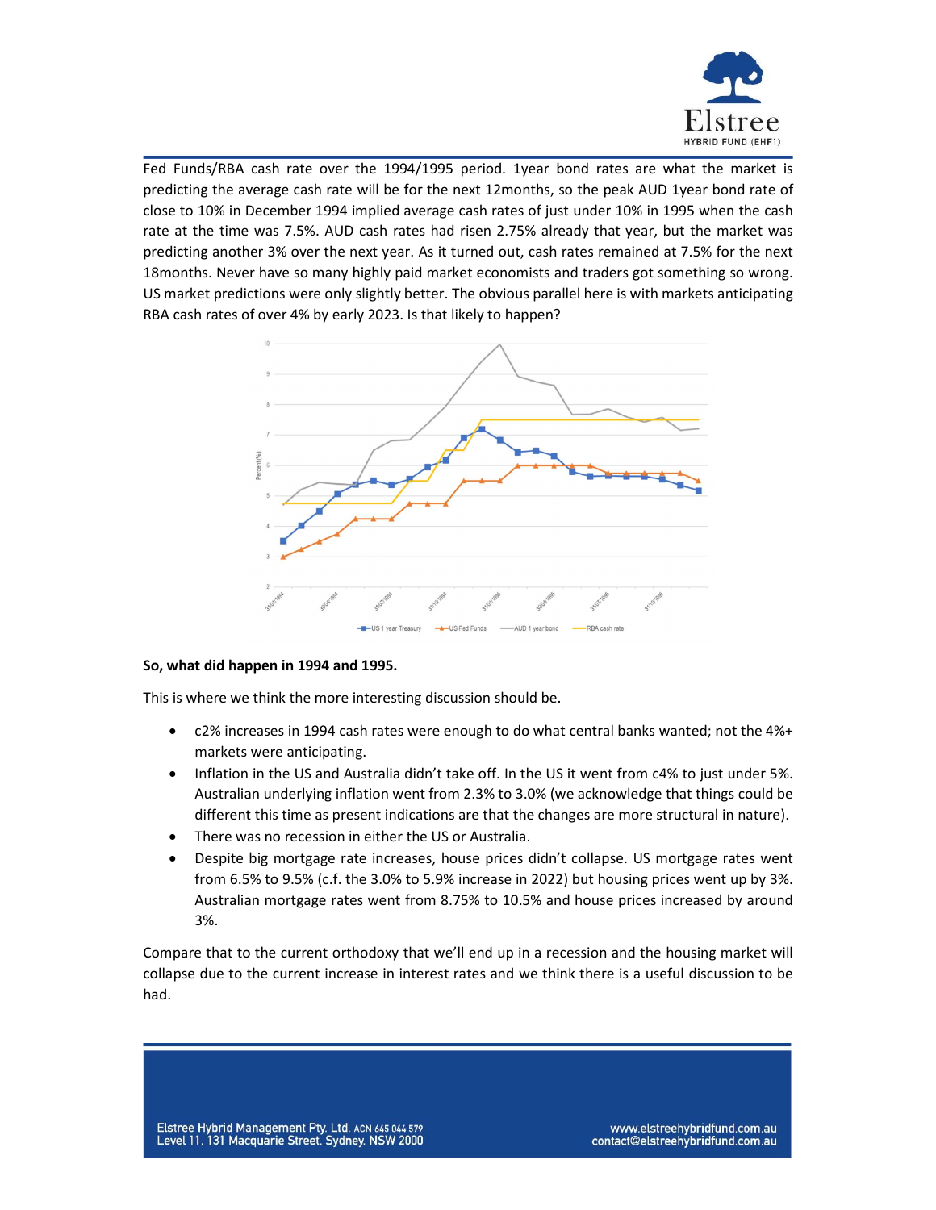Fed Funds/RBA cash rate over the 1994/1995 period. 1year bond rates are what the market is predicting the average cash rate will be for the next 12months, so the peak AUD 1year bond rate of close to 10% in December 1994 implied average cash rates of just under 10% in 1995 when the cash rate at the time was 7.5%. AUD cash rates had risen 2.75% already that year, but the market was predicting another 3% over the next year. As it turned out, cash rates remained at 7.5% for the next 18months. Never have so many highly paid market economists and traders got something so wrong. US market predictions were only slightly better. The obvious parallel here is with markets anticipating RBA cash rates of over 4% by early 2023. Is that likely to happen?

**So, what did happen in 1994 and 1995.**

This is where we think the more interesting discussion should be.

- c2% increases in 1994 cash rates were enough to do what central banks wanted; not the 4%+ markets were anticipating.
- Inflation in the US and Australia didn't take off. In the US it went from c4% to just under 5%. Australian underlying inflation went from 2.3% to 3.0% (we acknowledge that things could be different this time as present indications are that the changes are more structural in nature).
- There was no recession in either the US or Australia.
- Despite big mortgage rate increases, house prices didn't collapse. US mortgage rates went from 6.5% to 9.5% (c.f. the 3.0% to 5.9% increase in 2022) but housing prices went up by 3%. Australian mortgage rates went from 8.75% to 10.5% and house prices increased by around 3%.

Compare that to the current orthodoxy that we'll end up in a recession and the housing market will collapse due to the current increase in interest rates and we think there is a useful discussion to be had.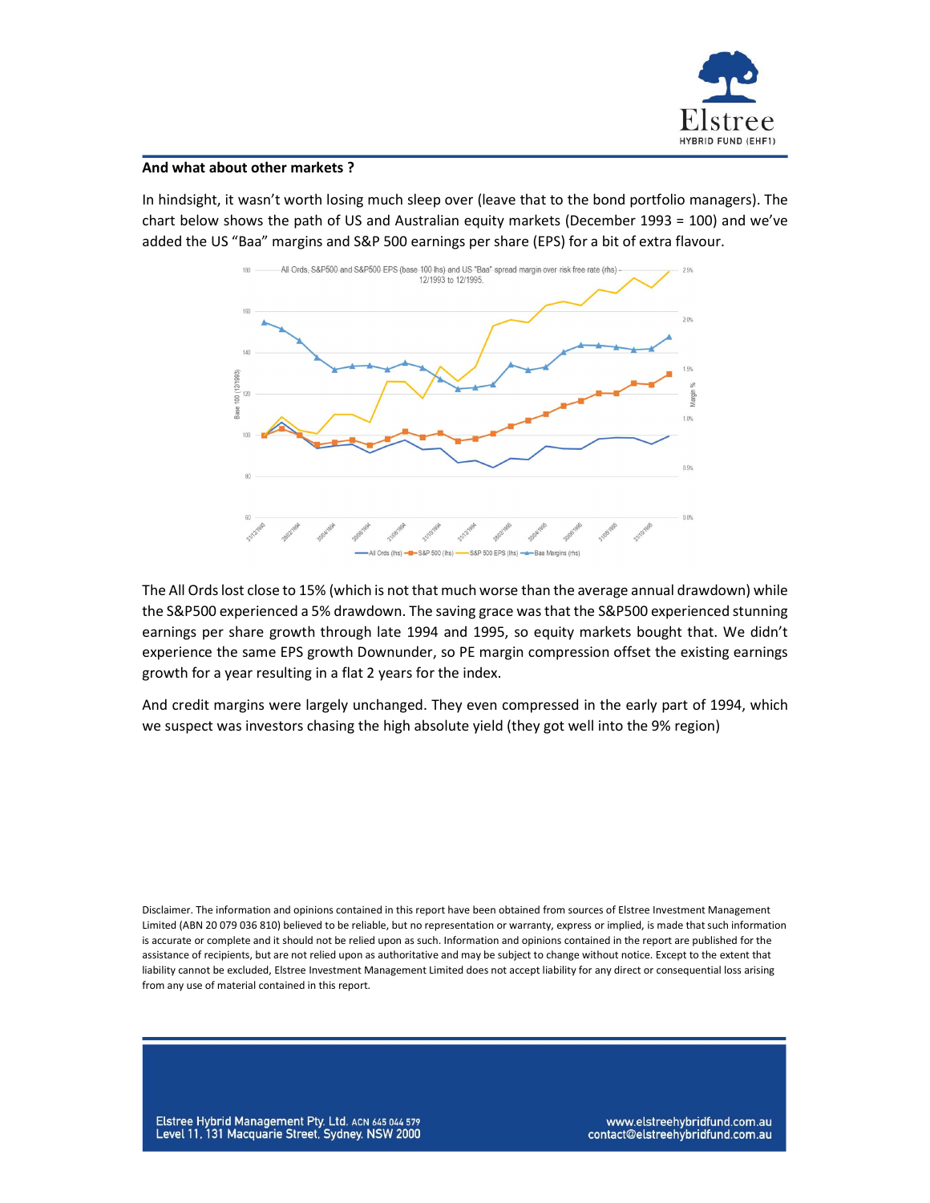### And what about other markets ?

In hindsight, it wasn't worth losing much sleep over (leave that to the bond portfolio managers). The chart below shows the path of US and Australian equity markets (December 1993 = 100) and we've added the US "Baa" margins and S&P 500 earnings per share (EPS) for a bit of extra flavour.

All Ords, S&P500 and S&P500 EPS (base 100 lhs) and US "Baa" spread margin over risk free rate (rhs) - 12/1993 to 12/1995.

Base 100 (12/1993)

180
160
140
120
100
80
60

Margin %

2.5%
2.0%
1.5%
1.0%
0.5%
0.0%

31/12/1993
28/02/1994
30/04/1994
30/06/1994
31/08/1994
31/10/1994
31/12/1994
28/02/1995
30/04/1995
30/06/1995
31/08/1995
31/10/1995

All Ords (lhs) — S&P 500 (lhs) — S&P 500 EPS (lhs) — Baa Margins (rhs)

The All Ords lost close to 15% (which is not that much worse than the average annual drawdown) while the S&P500 experienced a 5% drawdown. The saving grace was that the S&P500 experienced stunning earnings per share growth through late 1994 and 1995, so equity markets bought that. We didn't experience the same EPS growth Downunder, so PE margin compression offset the existing earnings growth for a year resulting in a flat 2 years for the index.

And credit margins were largely unchanged. They even compressed in the early part of 1994, which we suspect was investors chasing the high absolute yield (they got well into the 9% region)

Disclaimer. The information and opinions contained in this report have been obtained from sources of Elstree Investment Management Limited (ABN 20 079 036 810) believed to be reliable, but no representation or warranty, express or implied, is made that such information is accurate or complete and it should not be relied upon as such. Information and opinions contained in the report are published for the assistance of recipients, but are not relied upon as authoritative and may be subject to change without notice. Except to the extent that liability cannot be excluded, Elstree Investment Management Limited does not accept liability for any direct or consequential loss arising from any use of material contained in this report.

Elstree Hybrid Management Pty. Ltd. ACN 645 044 579
Level 11, 131 Macquarie Street, Sydney, NSW 2000

www.elstreehybridfund.com.au
contact@elstreehybridfund.com.au